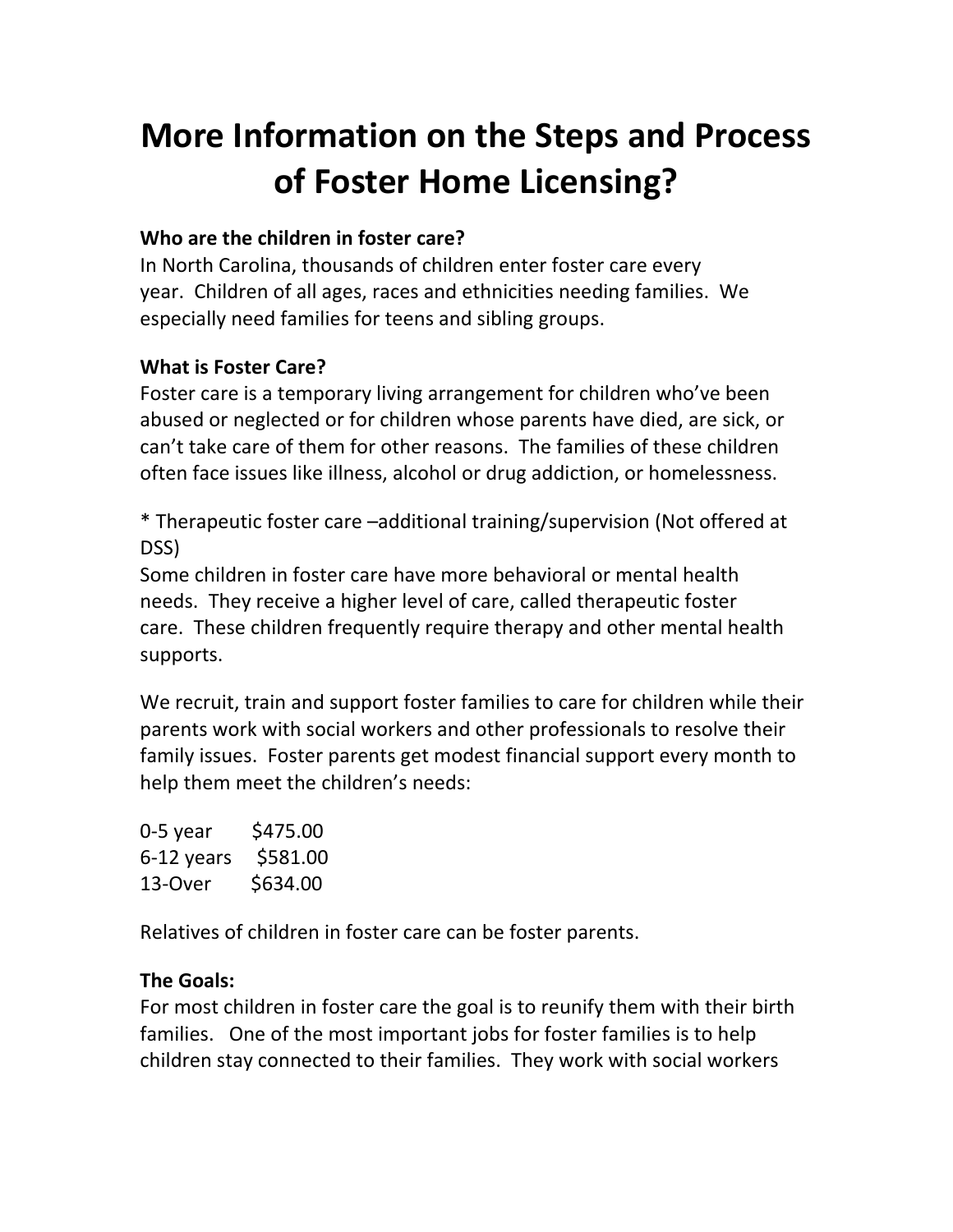# More Information on the Steps and Process of Foster Home Licensing?

**Who are the children in foster care?**
In North Carolina, thousands of children enter foster care every year. Children of all ages, races and ethnicities needing families. We especially need families for teens and sibling groups.

**What is Foster Care?**
Foster care is a temporary living arrangement for children who've been abused or neglected or for children whose parents have died, are sick, or can't take care of them for other reasons. The families of these children often face issues like illness, alcohol or drug addiction, or homelessness.

* Therapeutic foster care –additional training/supervision (Not offered at DSS)
Some children in foster care have more behavioral or mental health needs. They receive a higher level of care, called therapeutic foster care. These children frequently require therapy and other mental health supports.

We recruit, train and support foster families to care for children while their parents work with social workers and other professionals to resolve their family issues. Foster parents get modest financial support every month to help them meet the children's needs:

0-5 year $475.00
6-12 years $581.00
13-Over $634.00

Relatives of children in foster care can be foster parents.

**The Goals:**
For most children in foster care the goal is to reunify them with their birth families. One of the most important jobs for foster families is to help children stay connected to their families. They work with social workers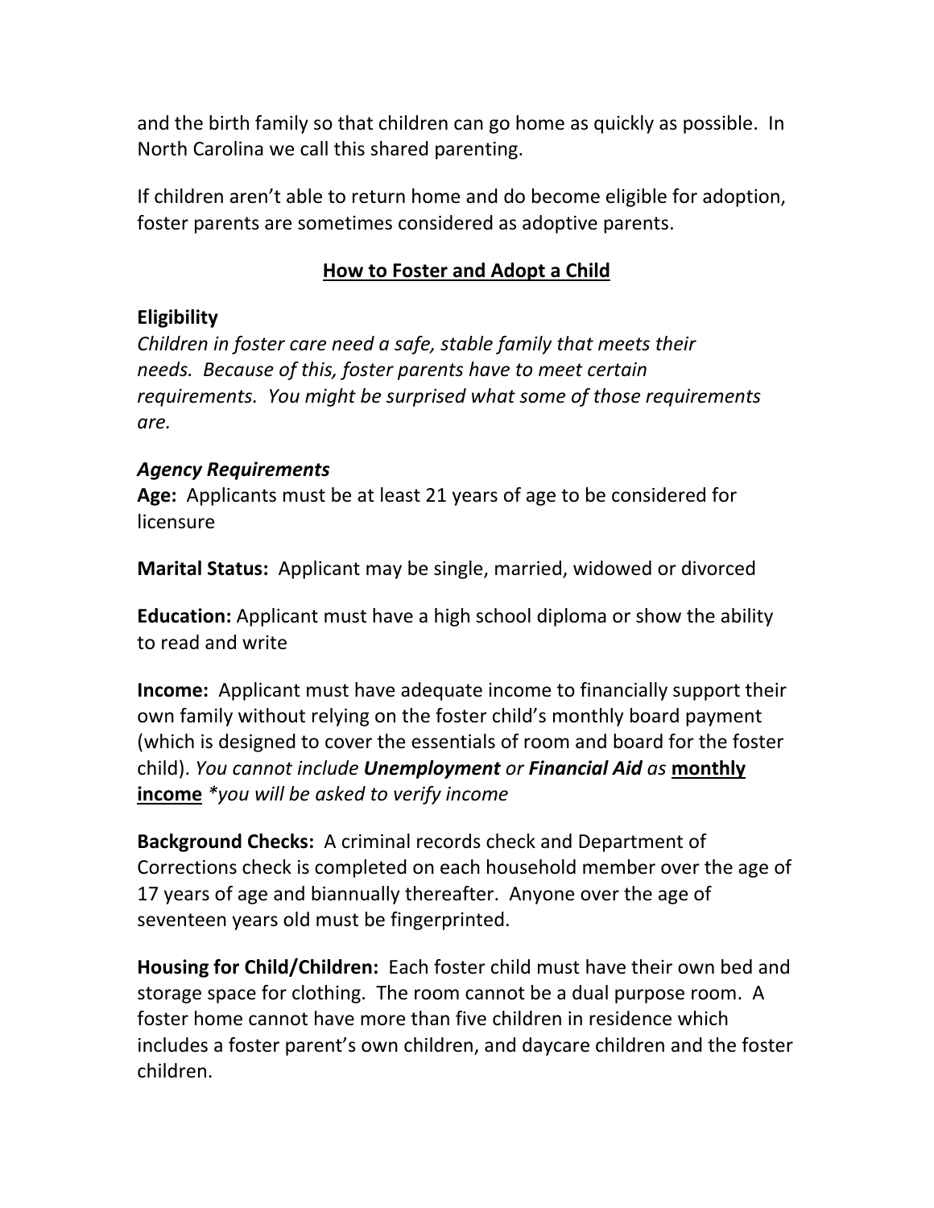and the birth family so that children can go home as quickly as possible. In North Carolina we call this shared parenting.

If children aren't able to return home and do become eligible for adoption, foster parents are sometimes considered as adoptive parents.

## How to Foster and Adopt a Child

### Eligibility

*Children in foster care need a safe, stable family that meets their needs. Because of this, foster parents have to meet certain requirements. You might be surprised what some of those requirements are.*

#### *Agency Requirements*

**Age:** Applicants must be at least 21 years of age to be considered for licensure

**Marital Status:** Applicant may be single, married, widowed or divorced

**Education:** Applicant must have a high school diploma or show the ability to read and write

**Income:** Applicant must have adequate income to financially support their own family without relying on the foster child's monthly board payment (which is designed to cover the essentials of room and board for the foster child). *You cannot include **Unemployment** or **Financial Aid** as* **monthly income** *\*you will be asked to verify income*

**Background Checks:** A criminal records check and Department of Corrections check is completed on each household member over the age of 17 years of age and biannually thereafter. Anyone over the age of seventeen years old must be fingerprinted.

**Housing for Child/Children:** Each foster child must have their own bed and storage space for clothing. The room cannot be a dual purpose room. A foster home cannot have more than five children in residence which includes a foster parent's own children, and daycare children and the foster children.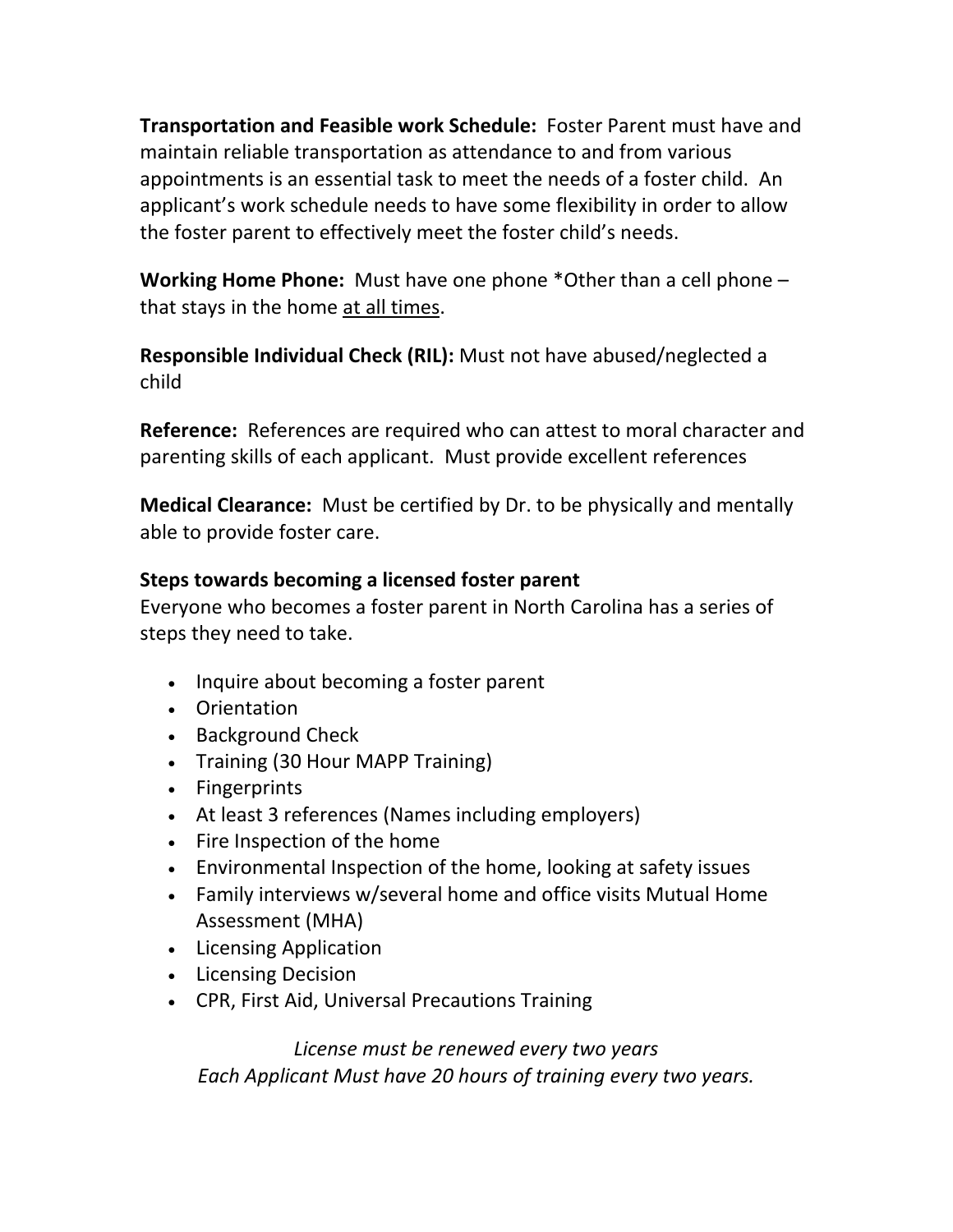**Transportation and Feasible work Schedule:** Foster Parent must have and maintain reliable transportation as attendance to and from various appointments is an essential task to meet the needs of a foster child. An applicant's work schedule needs to have some flexibility in order to allow the foster parent to effectively meet the foster child's needs.

**Working Home Phone:** Must have one phone *Other than a cell phone – that stays in the home <u>at all times</u>.

**Responsible Individual Check (RIL):** Must not have abused/neglected a child

**Reference:** References are required who can attest to moral character and parenting skills of each applicant. Must provide excellent references

**Medical Clearance:** Must be certified by Dr. to be physically and mentally able to provide foster care.

**Steps towards becoming a licensed foster parent**

Everyone who becomes a foster parent in North Carolina has a series of steps they need to take.

- Inquire about becoming a foster parent
- Orientation
- Background Check
- Training (30 Hour MAPP Training)
- Fingerprints
- At least 3 references (Names including employers)
- Fire Inspection of the home
- Environmental Inspection of the home, looking at safety issues
- Family interviews w/several home and office visits Mutual Home Assessment (MHA)
- Licensing Application
- Licensing Decision
- CPR, First Aid, Universal Precautions Training

*License must be renewed every two years*
*Each Applicant Must have 20 hours of training every two years.*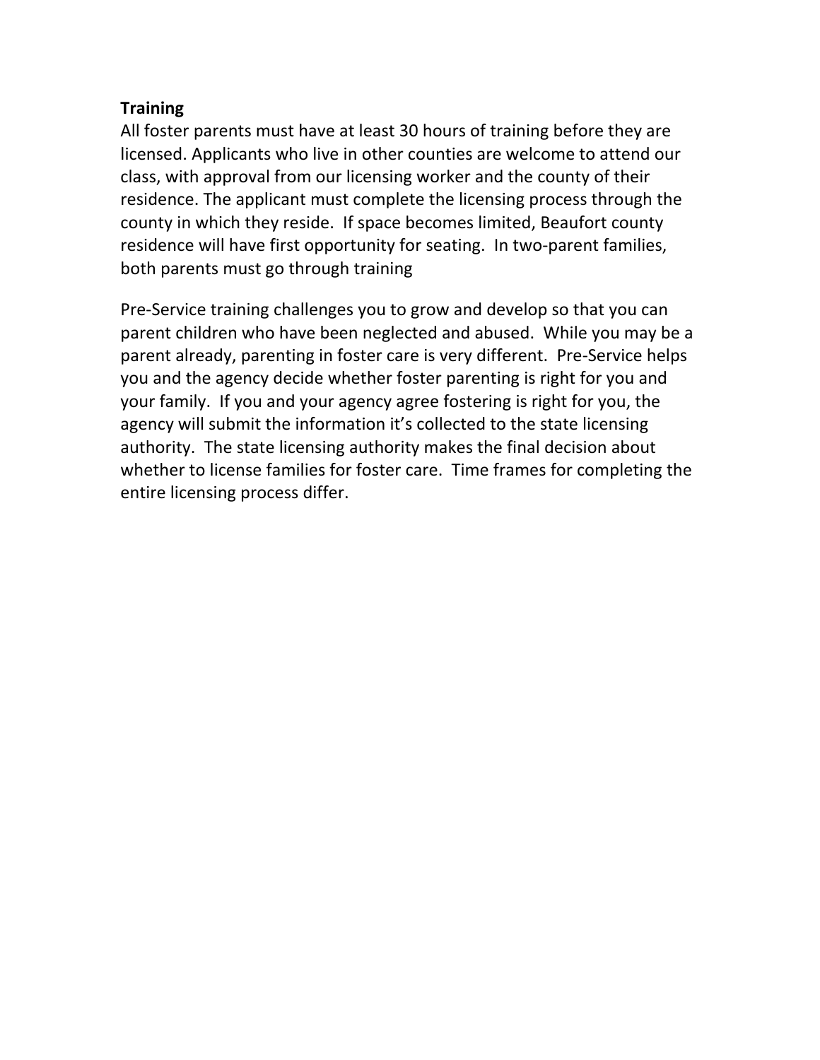**Training**

All foster parents must have at least 30 hours of training before they are licensed. Applicants who live in other counties are welcome to attend our class, with approval from our licensing worker and the county of their residence. The applicant must complete the licensing process through the county in which they reside. If space becomes limited, Beaufort county residence will have first opportunity for seating. In two-parent families, both parents must go through training

Pre-Service training challenges you to grow and develop so that you can parent children who have been neglected and abused. While you may be a parent already, parenting in foster care is very different. Pre-Service helps you and the agency decide whether foster parenting is right for you and your family. If you and your agency agree fostering is right for you, the agency will submit the information it's collected to the state licensing authority. The state licensing authority makes the final decision about whether to license families for foster care. Time frames for completing the entire licensing process differ.